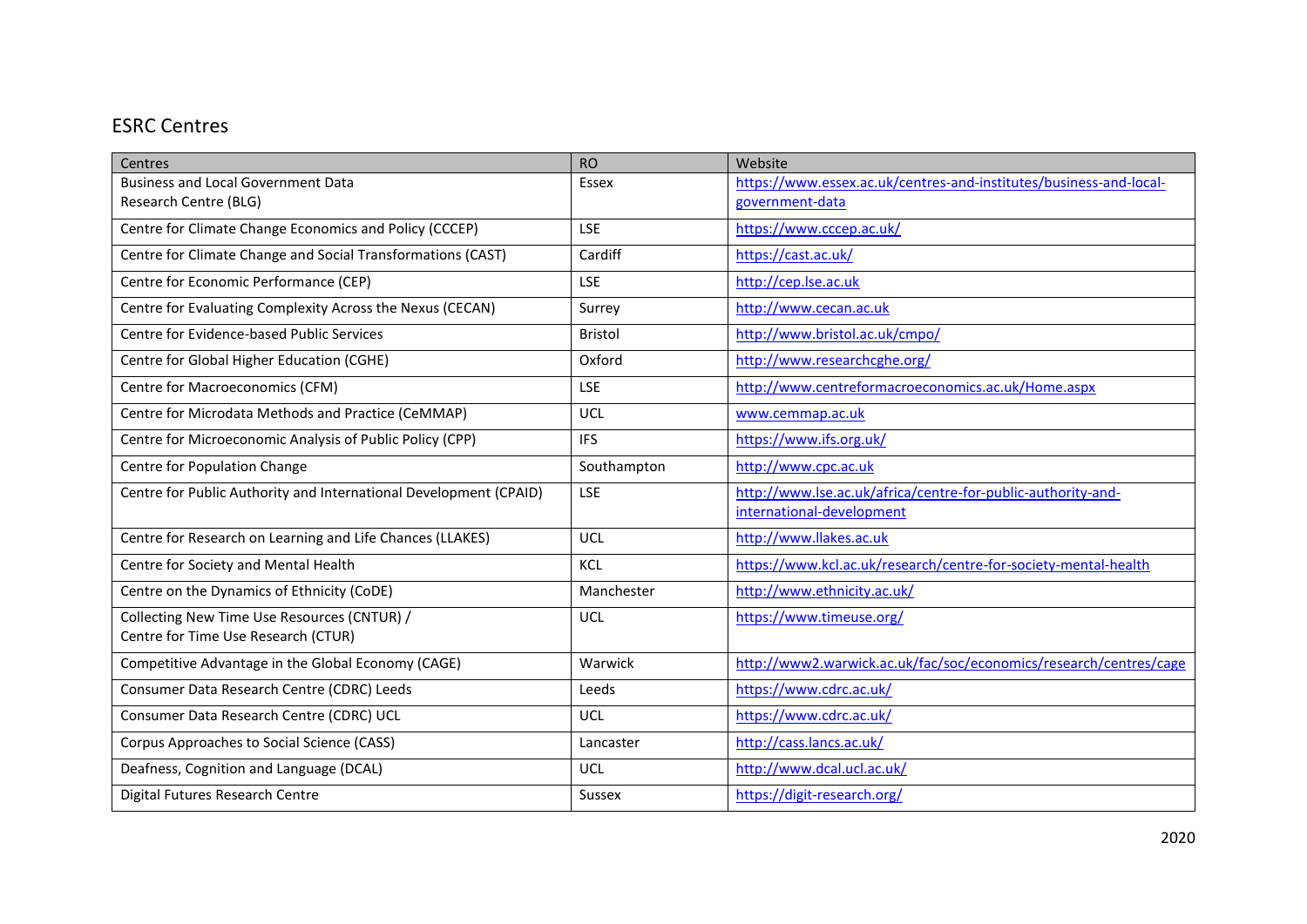## ESRC Centres

| Centres | RO | Website |
|---|---|---|
| Business and Local Government Data Research Centre (BLG) | Essex | https://www.essex.ac.uk/centres-and-institutes/business-and-local-government-data |
| Centre for Climate Change Economics and Policy (CCCEP) | LSE | https://www.cccep.ac.uk/ |
| Centre for Climate Change and Social Transformations (CAST) | Cardiff | https://cast.ac.uk/ |
| Centre for Economic Performance (CEP) | LSE | http://cep.lse.ac.uk |
| Centre for Evaluating Complexity Across the Nexus (CECAN) | Surrey | http://www.cecan.ac.uk |
| Centre for Evidence-based Public Services | Bristol | http://www.bristol.ac.uk/cmpo/ |
| Centre for Global Higher Education (CGHE) | Oxford | http://www.researchcghe.org/ |
| Centre for Macroeconomics (CFM) | LSE | http://www.centreformacroeconomics.ac.uk/Home.aspx |
| Centre for Microdata Methods and Practice (CeMMAP) | UCL | www.cemmap.ac.uk |
| Centre for Microeconomic Analysis of Public Policy (CPP) | IFS | https://www.ifs.org.uk/ |
| Centre for Population Change | Southampton | http://www.cpc.ac.uk |
| Centre for Public Authority and International Development (CPAID) | LSE | http://www.lse.ac.uk/africa/centre-for-public-authority-and-international-development |
| Centre for Research on Learning and Life Chances (LLAKES) | UCL | http://www.llakes.ac.uk |
| Centre for Society and Mental Health | KCL | https://www.kcl.ac.uk/research/centre-for-society-mental-health |
| Centre on the Dynamics of Ethnicity (CoDE) | Manchester | http://www.ethnicity.ac.uk/ |
| Collecting New Time Use Resources (CNTUR) / Centre for Time Use Research (CTUR) | UCL | https://www.timeuse.org/ |
| Competitive Advantage in the Global Economy (CAGE) | Warwick | http://www2.warwick.ac.uk/fac/soc/economics/research/centres/cage |
| Consumer Data Research Centre (CDRC) Leeds | Leeds | https://www.cdrc.ac.uk/ |
| Consumer Data Research Centre (CDRC) UCL | UCL | https://www.cdrc.ac.uk/ |
| Corpus Approaches to Social Science (CASS) | Lancaster | http://cass.lancs.ac.uk/ |
| Deafness, Cognition and Language (DCAL) | UCL | http://www.dcal.ucl.ac.uk/ |
| Digital Futures Research Centre | Sussex | https://digit-research.org/ |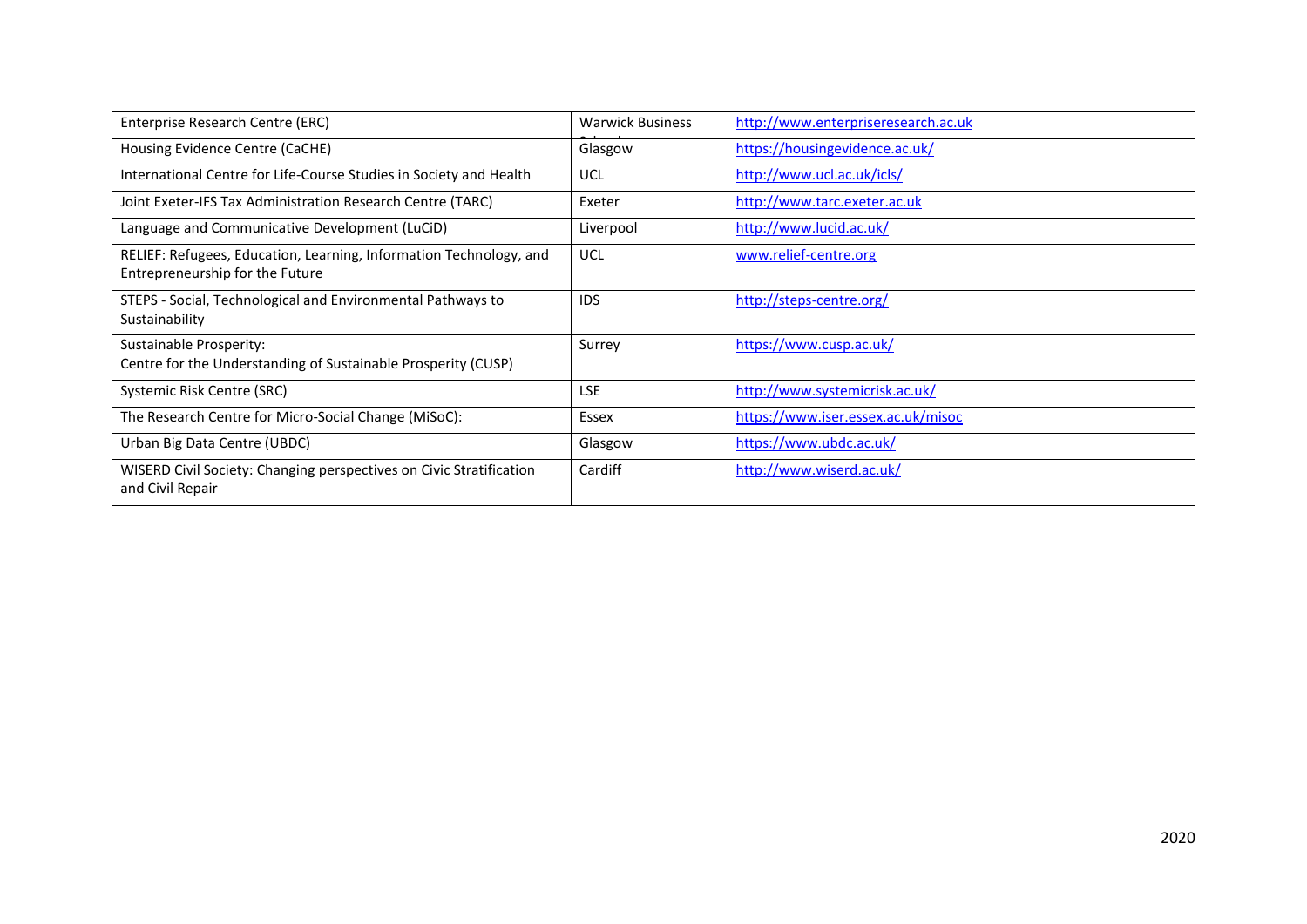| | | |
|---|---|---|
| Enterprise Research Centre (ERC) | Warwick Business School | http://www.enterpriseresearch.ac.uk |
| Housing Evidence Centre (CaCHE) | Glasgow | https://housingevidence.ac.uk/ |
| International Centre for Life-Course Studies in Society and Health | UCL | http://www.ucl.ac.uk/icls/ |
| Joint Exeter-IFS Tax Administration Research Centre (TARC) | Exeter | http://www.tarc.exeter.ac.uk |
| Language and Communicative Development (LuCiD) | Liverpool | http://www.lucid.ac.uk/ |
| RELIEF: Refugees, Education, Learning, Information Technology, and Entrepreneurship for the Future | UCL | www.relief-centre.org |
| STEPS - Social, Technological and Environmental Pathways to Sustainability | IDS | http://steps-centre.org/ |
| Sustainable Prosperity:<br>Centre for the Understanding of Sustainable Prosperity (CUSP) | Surrey | https://www.cusp.ac.uk/ |
| Systemic Risk Centre (SRC) | LSE | http://www.systemicrisk.ac.uk/ |
| The Research Centre for Micro-Social Change (MiSoC): | Essex | https://www.iser.essex.ac.uk/misoc |
| Urban Big Data Centre (UBDC) | Glasgow | https://www.ubdc.ac.uk/ |
| WISERD Civil Society: Changing perspectives on Civic Stratification and Civil Repair | Cardiff | http://www.wiserd.ac.uk/ |

2020